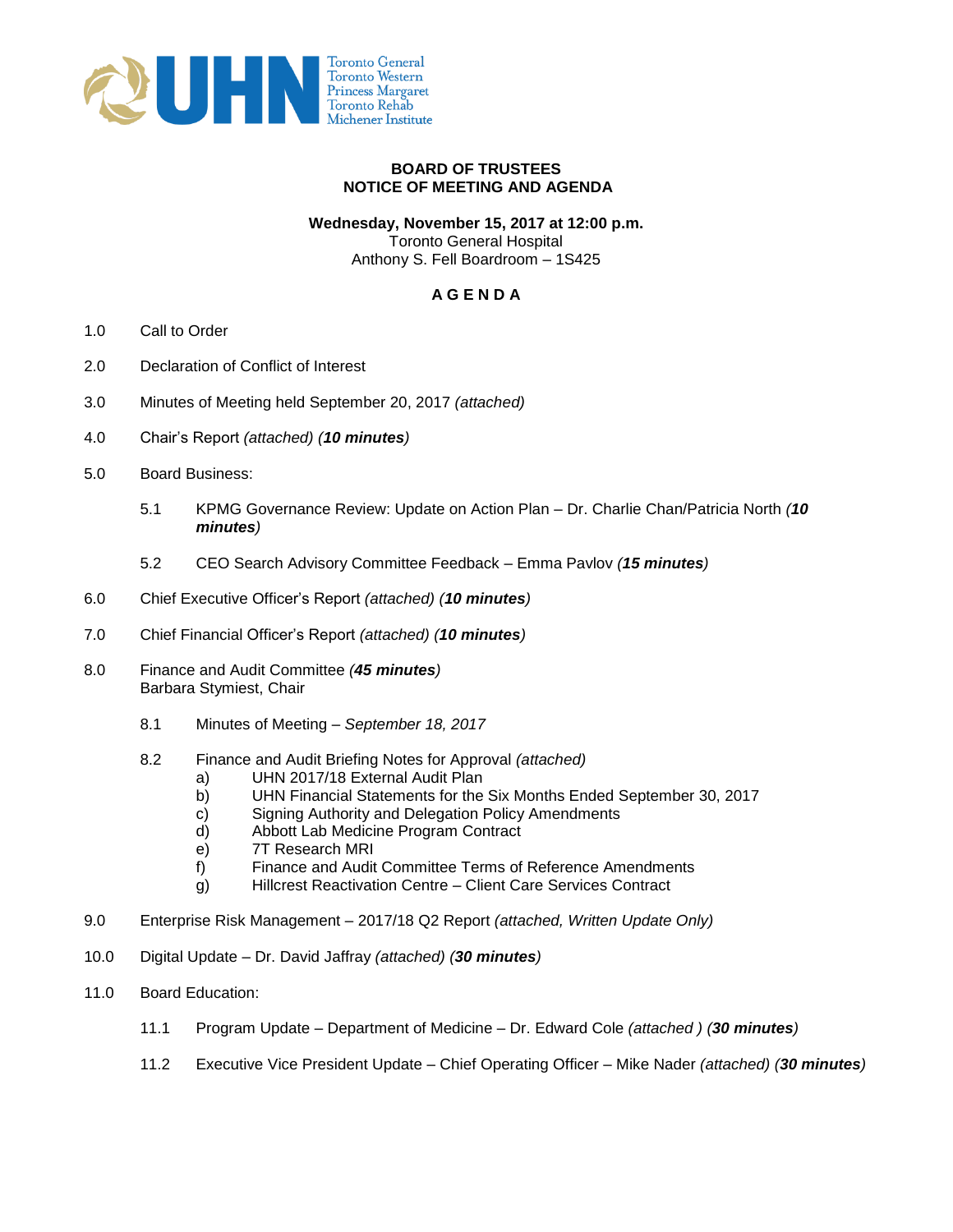UHN Toronto General Toronto Western Princess Margaret Toronto Rehab Michener Institute

**BOARD OF TRUSTEES**
**NOTICE OF MEETING AND AGENDA**

**Wednesday, November 15, 2017 at 12:00 p.m.**
Toronto General Hospital
Anthony S. Fell Boardroom – 1S425

**A G E N D A**

1.0 Call to Order

2.0 Declaration of Conflict of Interest

3.0 Minutes of Meeting held September 20, 2017 *(attached)*

4.0 Chair's Report *(attached)* (***10 minutes***)

5.0 Board Business:

  5.1 KPMG Governance Review: Update on Action Plan – Dr. Charlie Chan/Patricia North *(**10 minutes**)*

  5.2 CEO Search Advisory Committee Feedback – Emma Pavlov *(**15 minutes**)*

6.0 Chief Executive Officer's Report *(attached)* *(**10 minutes**)*

7.0 Chief Financial Officer's Report *(attached)* *(**10 minutes**)*

8.0 Finance and Audit Committee *(**45 minutes**)*
Barbara Stymiest, Chair

  8.1 Minutes of Meeting – *September 18, 2017*

  8.2 Finance and Audit Briefing Notes for Approval *(attached)*
    a) UHN 2017/18 External Audit Plan
    b) UHN Financial Statements for the Six Months Ended September 30, 2017
    c) Signing Authority and Delegation Policy Amendments
    d) Abbott Lab Medicine Program Contract
    e) 7T Research MRI
    f) Finance and Audit Committee Terms of Reference Amendments
    g) Hillcrest Reactivation Centre – Client Care Services Contract

9.0 Enterprise Risk Management – 2017/18 Q2 Report *(attached, Written Update Only)*

10.0 Digital Update – Dr. David Jaffray *(attached)* *(**30 minutes**)*

11.0 Board Education:

  11.1 Program Update – Department of Medicine – Dr. Edward Cole *(attached )* *(**30 minutes**)*

  11.2 Executive Vice President Update – Chief Operating Officer – Mike Nader *(attached)* *(**30 minutes**)*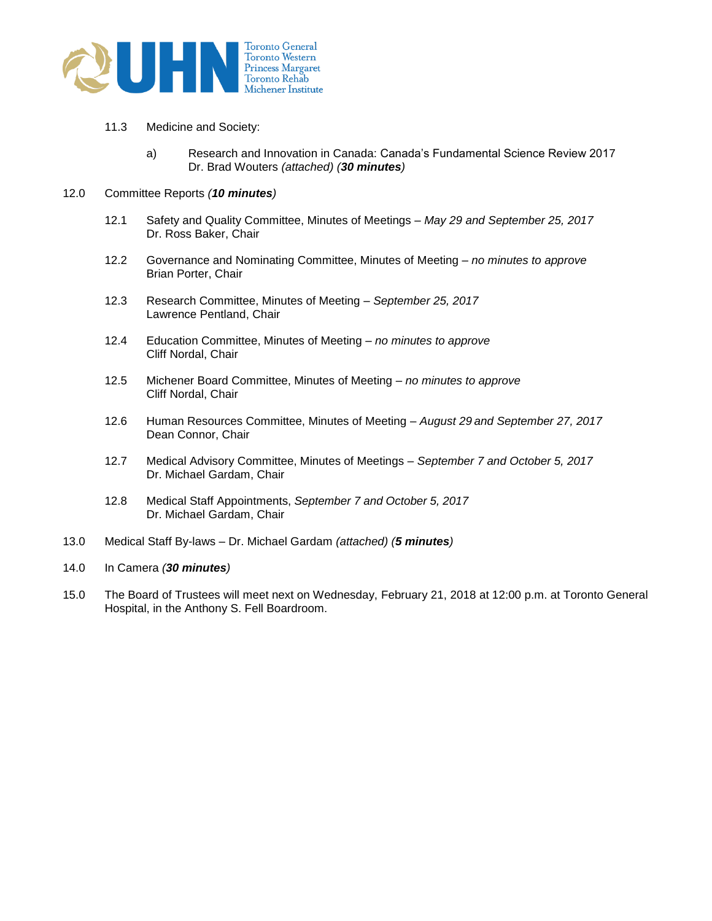11.3 Medicine and Society:

a) Research and Innovation in Canada: Canada's Fundamental Science Review 2017
Dr. Brad Wouters *(attached) (**30 minutes**)*

12.0 Committee Reports *(**10 minutes**)*

12.1 Safety and Quality Committee, Minutes of Meetings – *May 29 and September 25, 2017*
Dr. Ross Baker, Chair

12.2 Governance and Nominating Committee, Minutes of Meeting – *no minutes to approve*
Brian Porter, Chair

12.3 Research Committee, Minutes of Meeting – *September 25, 2017*
Lawrence Pentland, Chair

12.4 Education Committee, Minutes of Meeting – *no minutes to approve*
Cliff Nordal, Chair

12.5 Michener Board Committee, Minutes of Meeting – *no minutes to approve*
Cliff Nordal, Chair

12.6 Human Resources Committee, Minutes of Meeting – *August 29 and September 27, 2017*
Dean Connor, Chair

12.7 Medical Advisory Committee, Minutes of Meetings – *September 7 and October 5, 2017*
Dr. Michael Gardam, Chair

12.8 Medical Staff Appointments, *September 7 and October 5, 2017*
Dr. Michael Gardam, Chair

13.0 Medical Staff By-laws – Dr. Michael Gardam *(attached) (**5 minutes**)*

14.0 In Camera *(**30 minutes**)*

15.0 The Board of Trustees will meet next on Wednesday, February 21, 2018 at 12:00 p.m. at Toronto General Hospital, in the Anthony S. Fell Boardroom.